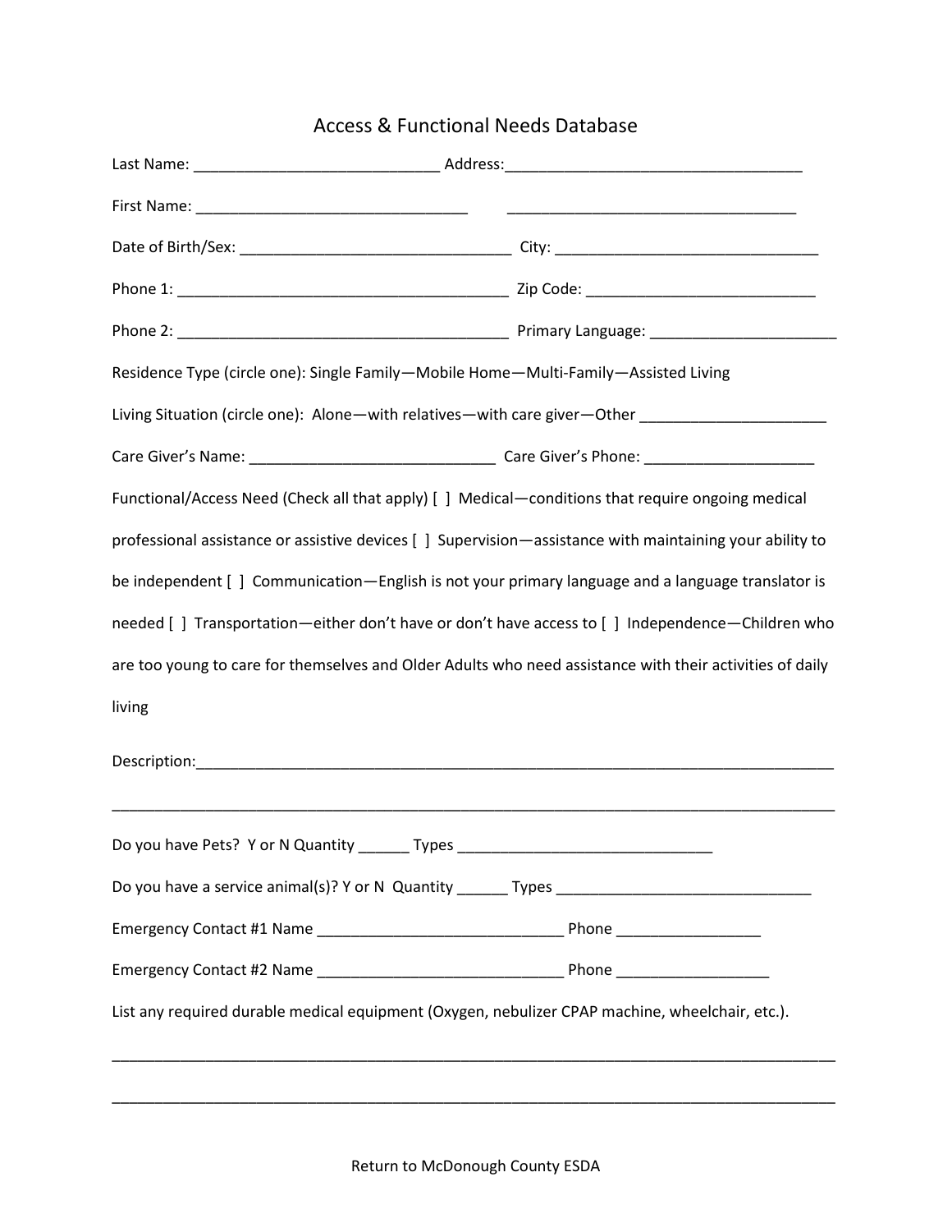# Access & Functional Needs Database

Last Name: ____________________________ Address:___________________________________

First Name: _______________________________ _________________________________

Date of Birth/Sex: _______________________________ City: ______________________________

Phone 1: _____________________________________ Zip Code: __________________________

Phone 2: _____________________________________ Primary Language: _____________________

Residence Type (circle one): Single Family—Mobile Home—Multi-Family—Assisted Living

Living Situation (circle one): Alone—with relatives—with care giver—Other _____________________

Care Giver's Name: ____________________________ Care Giver's Phone: ___________________

Functional/Access Need (Check all that apply) [ ] Medical—conditions that require ongoing medical professional assistance or assistive devices [ ] Supervision—assistance with maintaining your ability to be independent [ ] Communication—English is not your primary language and a language translator is needed [ ] Transportation—either don't have or don't have access to [ ] Independence—Children who are too young to care for themselves and Older Adults who need assistance with their activities of daily living

Description:___________________________________________________________________________

_______________________________________________________________________________________

Do you have Pets? Y or N Quantity ______ Types ______________________________

Do you have a service animal(s)? Y or N Quantity ______ Types ______________________________

Emergency Contact #1 Name ____________________________ Phone ________________

Emergency Contact #2 Name ____________________________ Phone _________________

List any required durable medical equipment (Oxygen, nebulizer CPAP machine, wheelchair, etc.).

_______________________________________________________________________________________

_______________________________________________________________________________________

Return to McDonough County ESDA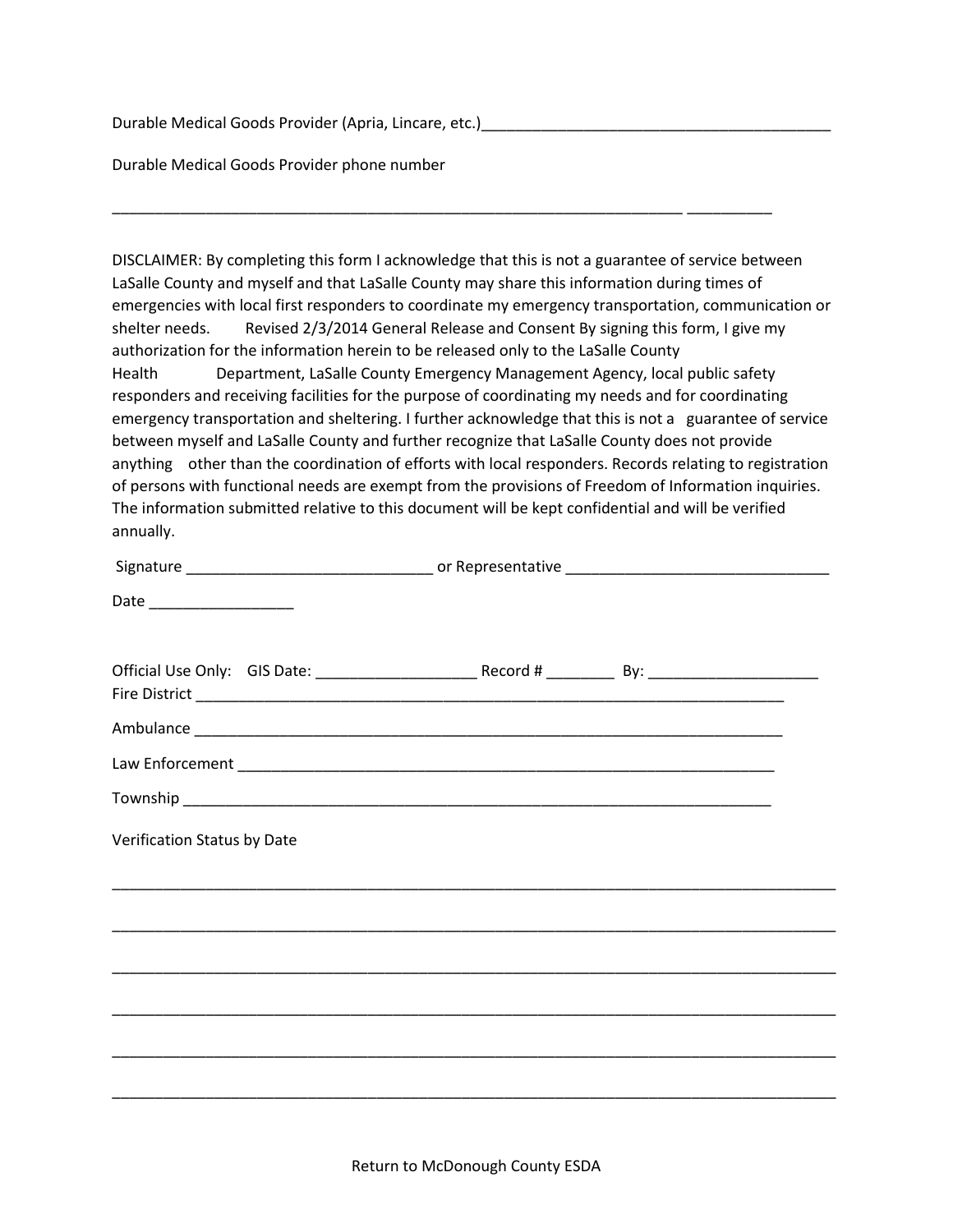Durable Medical Goods Provider (Apria, Lincare, etc.)__________________________________________

Durable Medical Goods Provider phone number

_______________________________________________________________________ __________

DISCLAIMER: By completing this form I acknowledge that this is not a guarantee of service between LaSalle County and myself and that LaSalle County may share this information during times of emergencies with local first responders to coordinate my emergency transportation, communication or shelter needs. Revised 2/3/2014 General Release and Consent By signing this form, I give my authorization for the information herein to be released only to the LaSalle County Health Department, LaSalle County Emergency Management Agency, local public safety responders and receiving facilities for the purpose of coordinating my needs and for coordinating emergency transportation and sheltering. I further acknowledge that this is not a guarantee of service between myself and LaSalle County and further recognize that LaSalle County does not provide anything other than the coordination of efforts with local responders. Records relating to registration of persons with functional needs are exempt from the provisions of Freedom of Information inquiries. The information submitted relative to this document will be kept confidential and will be verified annually.

Signature ______________________________ or Representative ________________________________

Date _________________

Official Use Only: GIS Date: ____________________ Record # ________ By: ____________________

Fire District __________________________________________________________________________

Ambulance ___________________________________________________________________________

Law Enforcement ______________________________________________________________________

Township ____________________________________________________________________________

Verification Status by Date

______________________________________________________________________________________

______________________________________________________________________________________

______________________________________________________________________________________

______________________________________________________________________________________

______________________________________________________________________________________

______________________________________________________________________________________

Return to McDonough County ESDA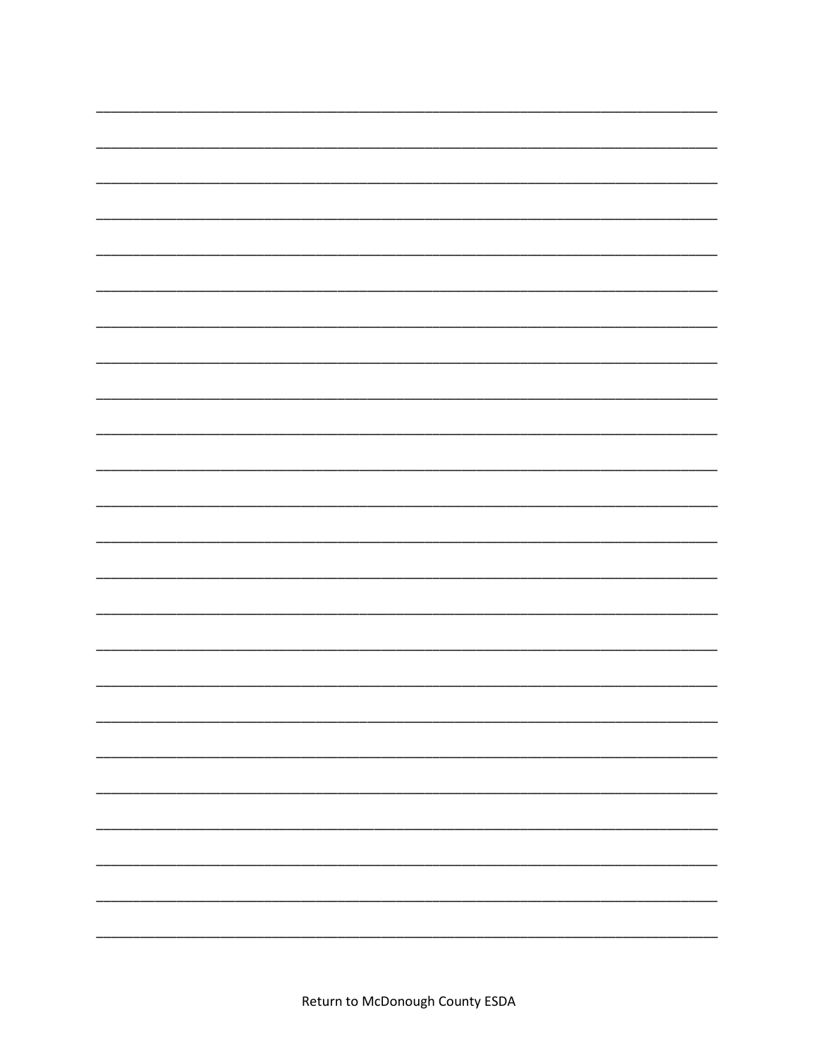Return to McDonough County ESDA